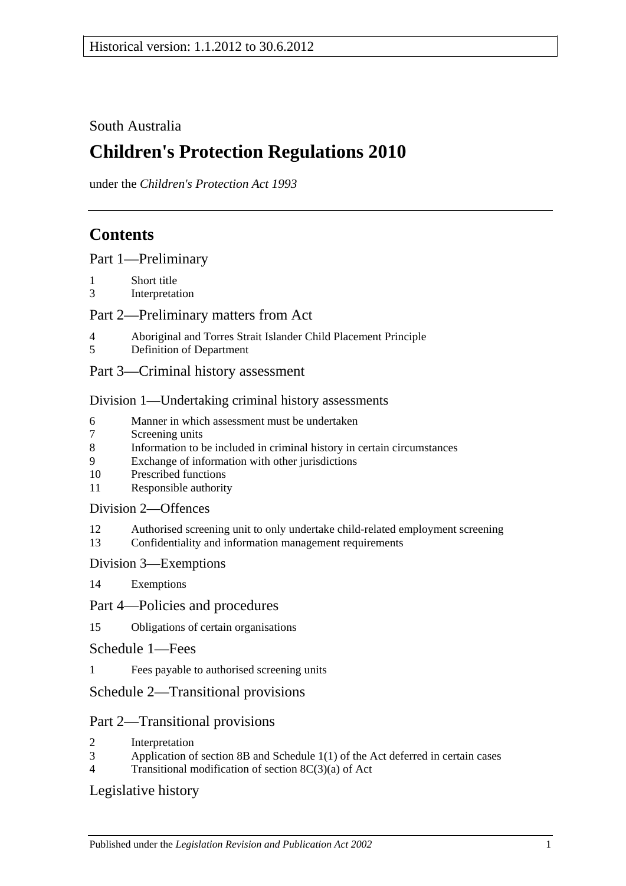Historical version: 1.1.2012 to 30.6.2012

South Australia

# Children's Protection Regulations 2010

under the *Children's Protection Act 1993*

## Contents

### Part 1—Preliminary

1 Short title
3 Interpretation

### Part 2—Preliminary matters from Act

4 Aboriginal and Torres Strait Islander Child Placement Principle
5 Definition of Department

### Part 3—Criminal history assessment

#### Division 1—Undertaking criminal history assessments

6 Manner in which assessment must be undertaken
7 Screening units
8 Information to be included in criminal history in certain circumstances
9 Exchange of information with other jurisdictions
10 Prescribed functions
11 Responsible authority

#### Division 2—Offences

12 Authorised screening unit to only undertake child-related employment screening
13 Confidentiality and information management requirements

#### Division 3—Exemptions

14 Exemptions

### Part 4—Policies and procedures

15 Obligations of certain organisations

### Schedule 1—Fees

1 Fees payable to authorised screening units

### Schedule 2—Transitional provisions

### Part 2—Transitional provisions

2 Interpretation
3 Application of section 8B and Schedule 1(1) of the Act deferred in certain cases
4 Transitional modification of section 8C(3)(a) of Act

### Legislative history

Published under the *Legislation Revision and Publication Act 2002*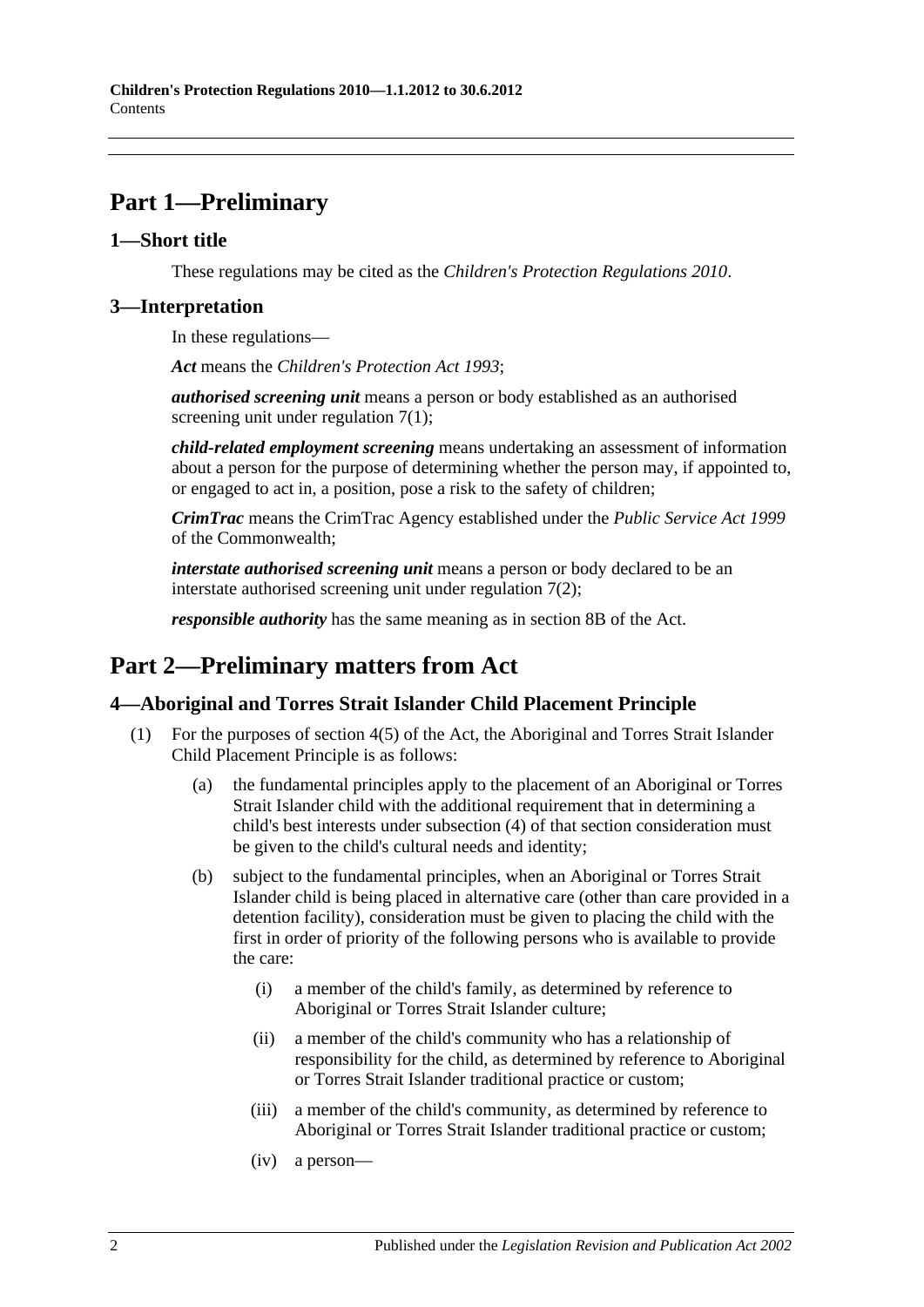# Part 1—Preliminary

## 1—Short title

These regulations may be cited as the *Children's Protection Regulations 2010*.

## 3—Interpretation

In these regulations—

***Act*** means the *Children's Protection Act 1993*;

***authorised screening unit*** means a person or body established as an authorised screening unit under regulation 7(1);

***child-related employment screening*** means undertaking an assessment of information about a person for the purpose of determining whether the person may, if appointed to, or engaged to act in, a position, pose a risk to the safety of children;

***CrimTrac*** means the CrimTrac Agency established under the *Public Service Act 1999* of the Commonwealth;

***interstate authorised screening unit*** means a person or body declared to be an interstate authorised screening unit under regulation 7(2);

***responsible authority*** has the same meaning as in section 8B of the Act.

# Part 2—Preliminary matters from Act

## 4—Aboriginal and Torres Strait Islander Child Placement Principle

(1) For the purposes of section 4(5) of the Act, the Aboriginal and Torres Strait Islander Child Placement Principle is as follows:

(a) the fundamental principles apply to the placement of an Aboriginal or Torres Strait Islander child with the additional requirement that in determining a child's best interests under subsection (4) of that section consideration must be given to the child's cultural needs and identity;

(b) subject to the fundamental principles, when an Aboriginal or Torres Strait Islander child is being placed in alternative care (other than care provided in a detention facility), consideration must be given to placing the child with the first in order of priority of the following persons who is available to provide the care:

(i) a member of the child's family, as determined by reference to Aboriginal or Torres Strait Islander culture;

(ii) a member of the child's community who has a relationship of responsibility for the child, as determined by reference to Aboriginal or Torres Strait Islander traditional practice or custom;

(iii) a member of the child's community, as determined by reference to Aboriginal or Torres Strait Islander traditional practice or custom;

(iv) a person—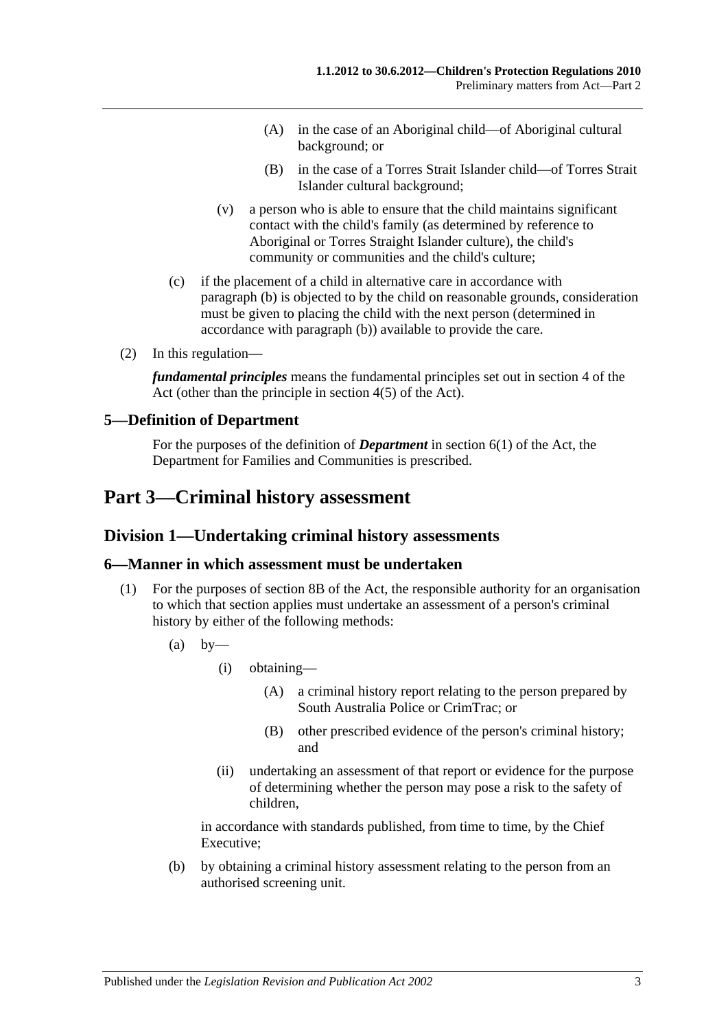(A) in the case of an Aboriginal child—of Aboriginal cultural background; or

(B) in the case of a Torres Strait Islander child—of Torres Strait Islander cultural background;

(v) a person who is able to ensure that the child maintains significant contact with the child's family (as determined by reference to Aboriginal or Torres Straight Islander culture), the child's community or communities and the child's culture;

(c) if the placement of a child in alternative care in accordance with paragraph (b) is objected to by the child on reasonable grounds, consideration must be given to placing the child with the next person (determined in accordance with paragraph (b)) available to provide the care.

(2) In this regulation—

***fundamental principles*** means the fundamental principles set out in section 4 of the Act (other than the principle in section 4(5) of the Act).

### 5—Definition of Department

For the purposes of the definition of ***Department*** in section 6(1) of the Act, the Department for Families and Communities is prescribed.

# Part 3—Criminal history assessment

## Division 1—Undertaking criminal history assessments

### 6—Manner in which assessment must be undertaken

(1) For the purposes of section 8B of the Act, the responsible authority for an organisation to which that section applies must undertake an assessment of a person's criminal history by either of the following methods:

(a) by—

(i) obtaining—

(A) a criminal history report relating to the person prepared by South Australia Police or CrimTrac; or

(B) other prescribed evidence of the person's criminal history; and

(ii) undertaking an assessment of that report or evidence for the purpose of determining whether the person may pose a risk to the safety of children,

in accordance with standards published, from time to time, by the Chief Executive;

(b) by obtaining a criminal history assessment relating to the person from an authorised screening unit.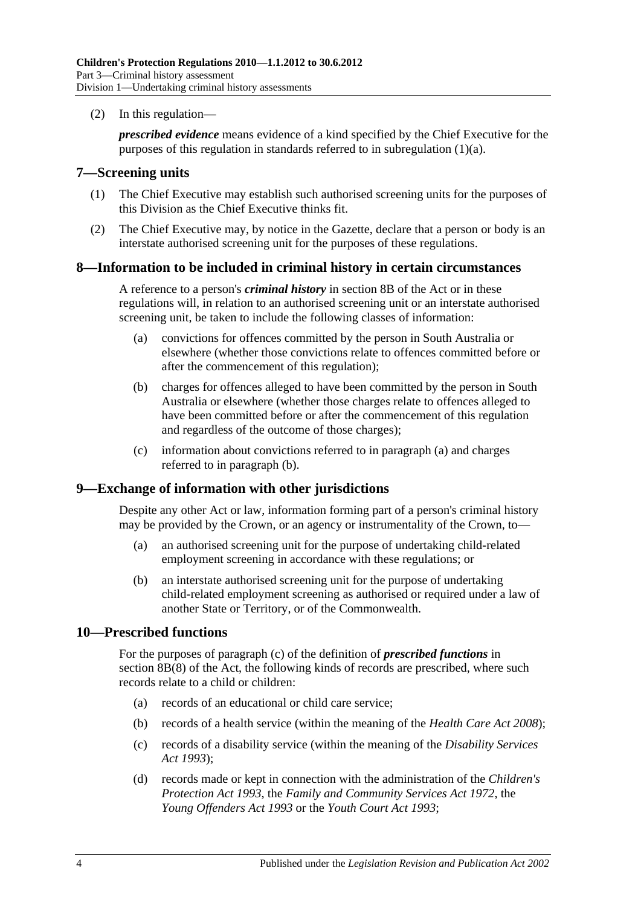(2) In this regulation—

***prescribed evidence*** means evidence of a kind specified by the Chief Executive for the purposes of this regulation in standards referred to in subregulation (1)(a).

## 7—Screening units

(1) The Chief Executive may establish such authorised screening units for the purposes of this Division as the Chief Executive thinks fit.

(2) The Chief Executive may, by notice in the Gazette, declare that a person or body is an interstate authorised screening unit for the purposes of these regulations.

## 8—Information to be included in criminal history in certain circumstances

A reference to a person's ***criminal history*** in section 8B of the Act or in these regulations will, in relation to an authorised screening unit or an interstate authorised screening unit, be taken to include the following classes of information:

(a) convictions for offences committed by the person in South Australia or elsewhere (whether those convictions relate to offences committed before or after the commencement of this regulation);

(b) charges for offences alleged to have been committed by the person in South Australia or elsewhere (whether those charges relate to offences alleged to have been committed before or after the commencement of this regulation and regardless of the outcome of those charges);

(c) information about convictions referred to in paragraph (a) and charges referred to in paragraph (b).

## 9—Exchange of information with other jurisdictions

Despite any other Act or law, information forming part of a person's criminal history may be provided by the Crown, or an agency or instrumentality of the Crown, to—

(a) an authorised screening unit for the purpose of undertaking child-related employment screening in accordance with these regulations; or

(b) an interstate authorised screening unit for the purpose of undertaking child-related employment screening as authorised or required under a law of another State or Territory, or of the Commonwealth.

## 10—Prescribed functions

For the purposes of paragraph (c) of the definition of ***prescribed functions*** in section 8B(8) of the Act, the following kinds of records are prescribed, where such records relate to a child or children:

(a) records of an educational or child care service;

(b) records of a health service (within the meaning of the *Health Care Act 2008*);

(c) records of a disability service (within the meaning of the *Disability Services Act 1993*);

(d) records made or kept in connection with the administration of the *Children's Protection Act 1993*, the *Family and Community Services Act 1972*, the *Young Offenders Act 1993* or the *Youth Court Act 1993*;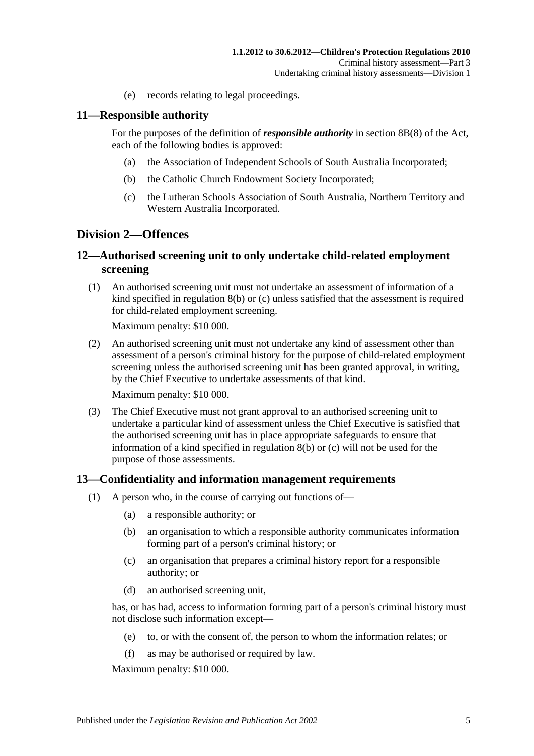(e) records relating to legal proceedings.

## 11—Responsible authority

For the purposes of the definition of ***responsible authority*** in section 8B(8) of the Act, each of the following bodies is approved:

(a) the Association of Independent Schools of South Australia Incorporated;

(b) the Catholic Church Endowment Society Incorporated;

(c) the Lutheran Schools Association of South Australia, Northern Territory and Western Australia Incorporated.

# Division 2—Offences

## 12—Authorised screening unit to only undertake child-related employment screening

(1) An authorised screening unit must not undertake an assessment of information of a kind specified in regulation 8(b) or (c) unless satisfied that the assessment is required for child-related employment screening.

Maximum penalty: $10 000.

(2) An authorised screening unit must not undertake any kind of assessment other than assessment of a person's criminal history for the purpose of child-related employment screening unless the authorised screening unit has been granted approval, in writing, by the Chief Executive to undertake assessments of that kind.

Maximum penalty: $10 000.

(3) The Chief Executive must not grant approval to an authorised screening unit to undertake a particular kind of assessment unless the Chief Executive is satisfied that the authorised screening unit has in place appropriate safeguards to ensure that information of a kind specified in regulation 8(b) or (c) will not be used for the purpose of those assessments.

## 13—Confidentiality and information management requirements

(1) A person who, in the course of carrying out functions of—

(a) a responsible authority; or

(b) an organisation to which a responsible authority communicates information forming part of a person's criminal history; or

(c) an organisation that prepares a criminal history report for a responsible authority; or

(d) an authorised screening unit,

has, or has had, access to information forming part of a person's criminal history must not disclose such information except—

(e) to, or with the consent of, the person to whom the information relates; or

(f) as may be authorised or required by law.

Maximum penalty: $10 000.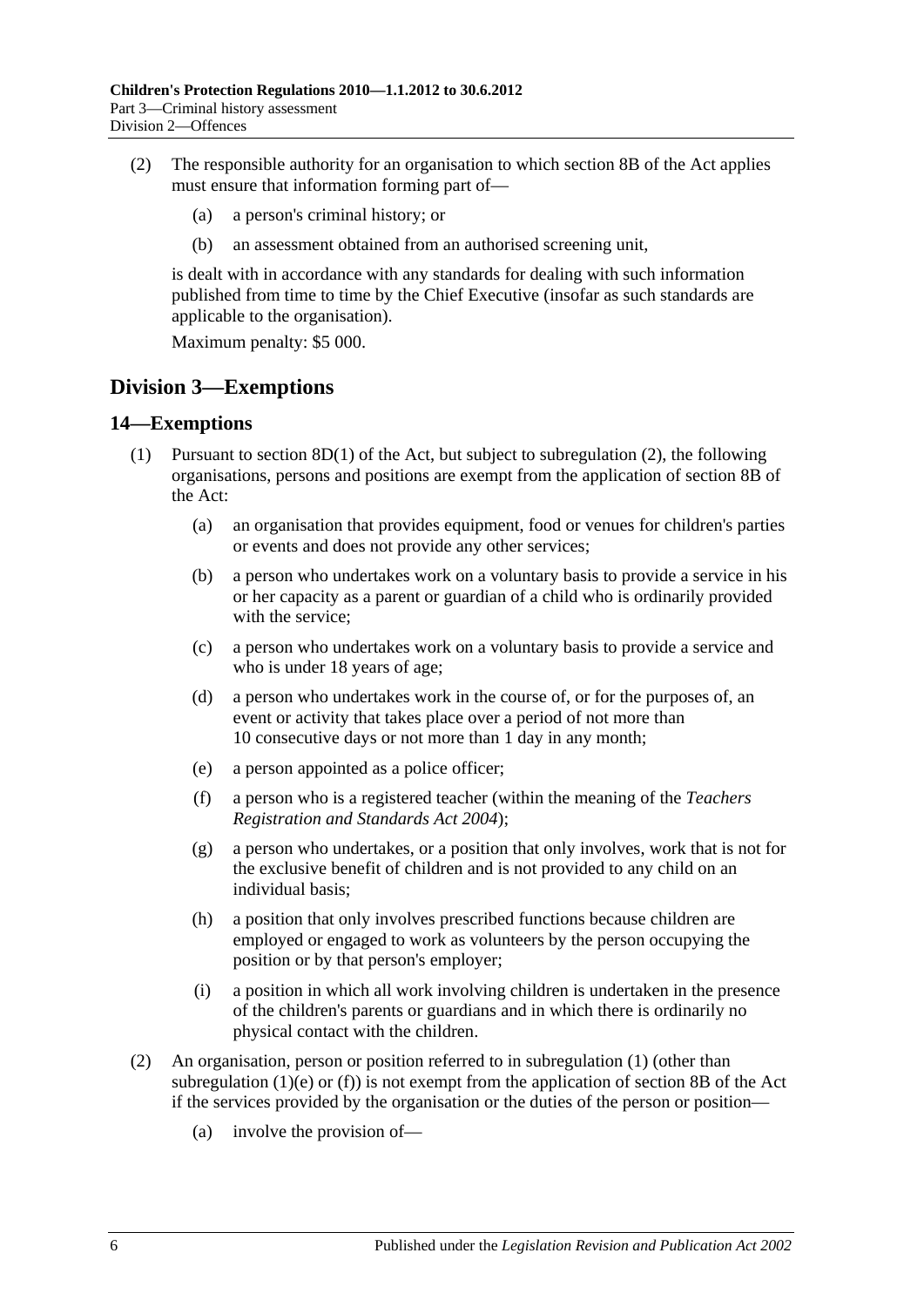(2) The responsible authority for an organisation to which section 8B of the Act applies must ensure that information forming part of—

(a) a person's criminal history; or

(b) an assessment obtained from an authorised screening unit,

is dealt with in accordance with any standards for dealing with such information published from time to time by the Chief Executive (insofar as such standards are applicable to the organisation).

Maximum penalty: $5 000.

## Division 3—Exemptions

### 14—Exemptions

(1) Pursuant to section 8D(1) of the Act, but subject to subregulation (2), the following organisations, persons and positions are exempt from the application of section 8B of the Act:

(a) an organisation that provides equipment, food or venues for children's parties or events and does not provide any other services;

(b) a person who undertakes work on a voluntary basis to provide a service in his or her capacity as a parent or guardian of a child who is ordinarily provided with the service;

(c) a person who undertakes work on a voluntary basis to provide a service and who is under 18 years of age;

(d) a person who undertakes work in the course of, or for the purposes of, an event or activity that takes place over a period of not more than 10 consecutive days or not more than 1 day in any month;

(e) a person appointed as a police officer;

(f) a person who is a registered teacher (within the meaning of the *Teachers Registration and Standards Act 2004*);

(g) a person who undertakes, or a position that only involves, work that is not for the exclusive benefit of children and is not provided to any child on an individual basis;

(h) a position that only involves prescribed functions because children are employed or engaged to work as volunteers by the person occupying the position or by that person's employer;

(i) a position in which all work involving children is undertaken in the presence of the children's parents or guardians and in which there is ordinarily no physical contact with the children.

(2) An organisation, person or position referred to in subregulation (1) (other than subregulation (1)(e) or (f)) is not exempt from the application of section 8B of the Act if the services provided by the organisation or the duties of the person or position—

(a) involve the provision of—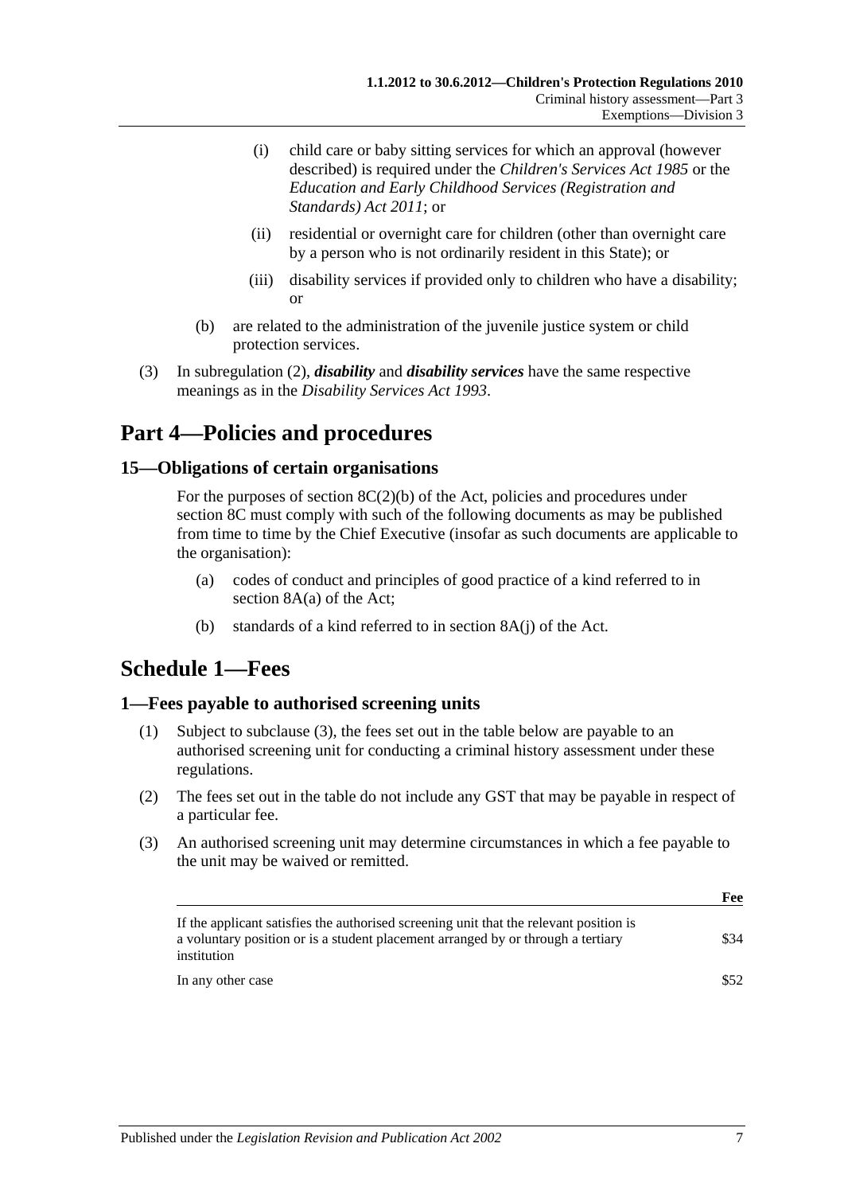(i) child care or baby sitting services for which an approval (however described) is required under the *Children's Services Act 1985* or the *Education and Early Childhood Services (Registration and Standards) Act 2011*; or

(ii) residential or overnight care for children (other than overnight care by a person who is not ordinarily resident in this State); or

(iii) disability services if provided only to children who have a disability; or

(b) are related to the administration of the juvenile justice system or child protection services.

(3) In subregulation (2), ***disability*** and ***disability services*** have the same respective meanings as in the *Disability Services Act 1993*.

# Part 4—Policies and procedures

## 15—Obligations of certain organisations

For the purposes of section 8C(2)(b) of the Act, policies and procedures under section 8C must comply with such of the following documents as may be published from time to time by the Chief Executive (insofar as such documents are applicable to the organisation):

(a) codes of conduct and principles of good practice of a kind referred to in section 8A(a) of the Act;

(b) standards of a kind referred to in section 8A(j) of the Act.

# Schedule 1—Fees

## 1—Fees payable to authorised screening units

(1) Subject to subclause (3), the fees set out in the table below are payable to an authorised screening unit for conducting a criminal history assessment under these regulations.

(2) The fees set out in the table do not include any GST that may be payable in respect of a particular fee.

(3) An authorised screening unit may determine circumstances in which a fee payable to the unit may be waived or remitted.

| | **Fee** |
|---|---|
| If the applicant satisfies the authorised screening unit that the relevant position is a voluntary position or is a student placement arranged by or through a tertiary institution | $34 |
| In any other case | $52 |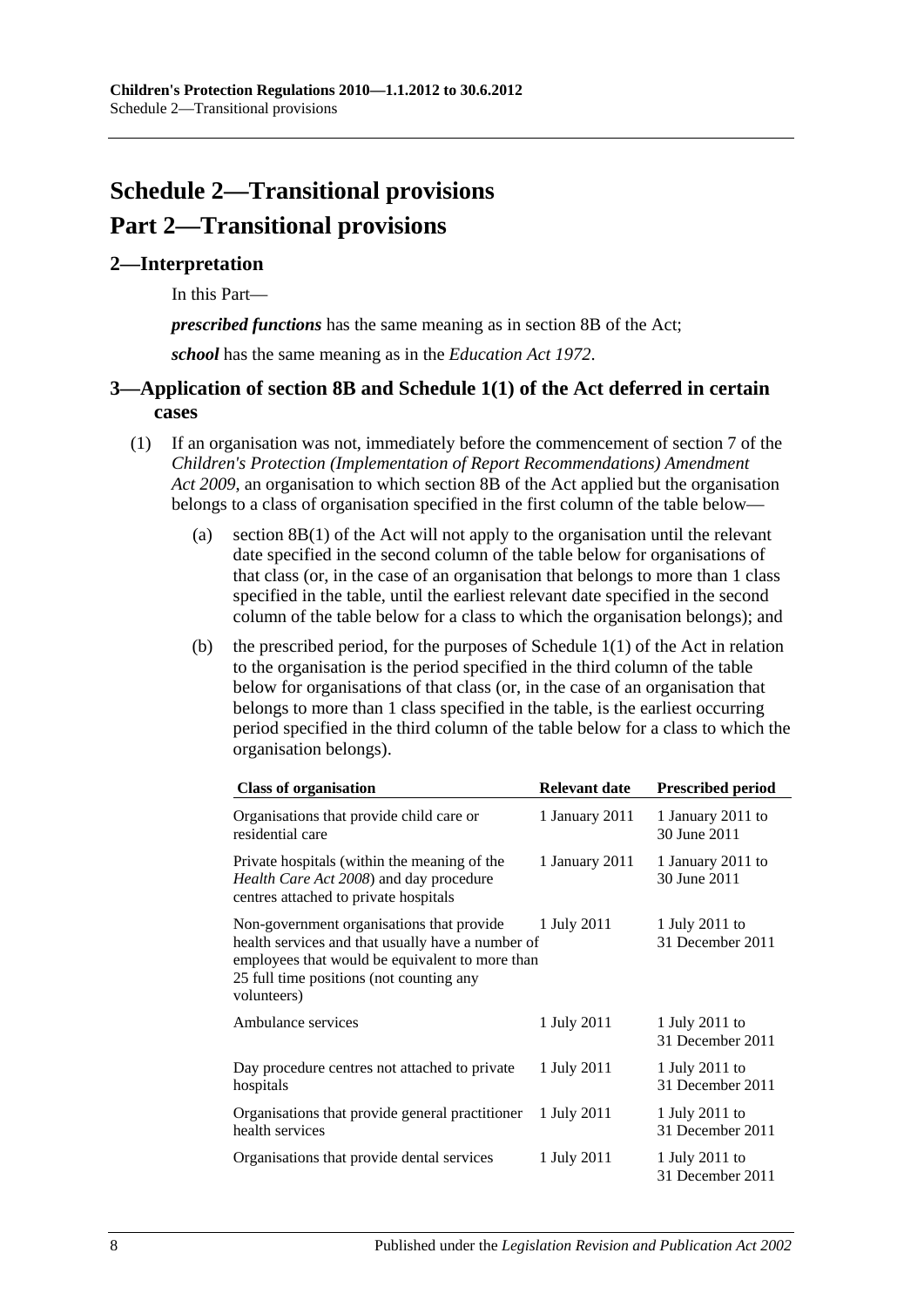# Schedule 2—Transitional provisions

# Part 2—Transitional provisions

## 2—Interpretation

In this Part—

***prescribed functions*** has the same meaning as in section 8B of the Act;

***school*** has the same meaning as in the *Education Act 1972*.

## 3—Application of section 8B and Schedule 1(1) of the Act deferred in certain cases

(1) If an organisation was not, immediately before the commencement of section 7 of the *Children's Protection (Implementation of Report Recommendations) Amendment Act 2009*, an organisation to which section 8B of the Act applied but the organisation belongs to a class of organisation specified in the first column of the table below—

(a) section 8B(1) of the Act will not apply to the organisation until the relevant date specified in the second column of the table below for organisations of that class (or, in the case of an organisation that belongs to more than 1 class specified in the table, until the earliest relevant date specified in the second column of the table below for a class to which the organisation belongs); and

(b) the prescribed period, for the purposes of Schedule 1(1) of the Act in relation to the organisation is the period specified in the third column of the table below for organisations of that class (or, in the case of an organisation that belongs to more than 1 class specified in the table, is the earliest occurring period specified in the third column of the table below for a class to which the organisation belongs).

| Class of organisation | Relevant date | Prescribed period |
|---|---|---|
| Organisations that provide child care or residential care | 1 January 2011 | 1 January 2011 to 30 June 2011 |
| Private hospitals (within the meaning of the *Health Care Act 2008*) and day procedure centres attached to private hospitals | 1 January 2011 | 1 January 2011 to 30 June 2011 |
| Non-government organisations that provide health services and that usually have a number of employees that would be equivalent to more than 25 full time positions (not counting any volunteers) | 1 July 2011 | 1 July 2011 to 31 December 2011 |
| Ambulance services | 1 July 2011 | 1 July 2011 to 31 December 2011 |
| Day procedure centres not attached to private hospitals | 1 July 2011 | 1 July 2011 to 31 December 2011 |
| Organisations that provide general practitioner health services | 1 July 2011 | 1 July 2011 to 31 December 2011 |
| Organisations that provide dental services | 1 July 2011 | 1 July 2011 to 31 December 2011 |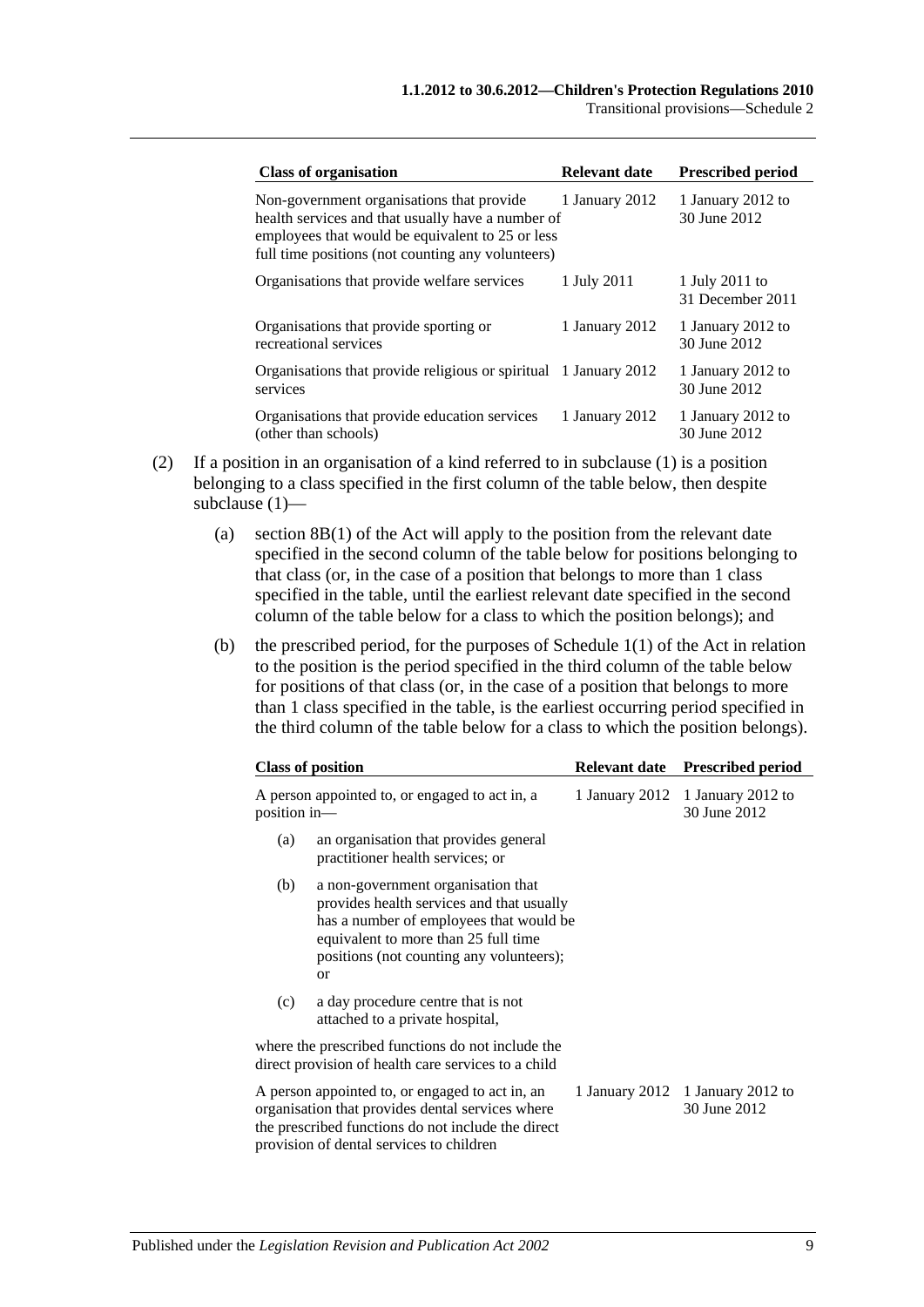| Class of organisation | Relevant date | Prescribed period |
|---|---|---|
| Non-government organisations that provide health services and that usually have a number of employees that would be equivalent to 25 or less full time positions (not counting any volunteers) | 1 January 2012 | 1 January 2012 to 30 June 2012 |
| Organisations that provide welfare services | 1 July 2011 | 1 July 2011 to 31 December 2011 |
| Organisations that provide sporting or recreational services | 1 January 2012 | 1 January 2012 to 30 June 2012 |
| Organisations that provide religious or spiritual services | 1 January 2012 | 1 January 2012 to 30 June 2012 |
| Organisations that provide education services (other than schools) | 1 January 2012 | 1 January 2012 to 30 June 2012 |

(2) If a position in an organisation of a kind referred to in subclause (1) is a position belonging to a class specified in the first column of the table below, then despite subclause (1)—

(a) section 8B(1) of the Act will apply to the position from the relevant date specified in the second column of the table below for positions belonging to that class (or, in the case of a position that belongs to more than 1 class specified in the table, until the earliest relevant date specified in the second column of the table below for a class to which the position belongs); and

(b) the prescribed period, for the purposes of Schedule 1(1) of the Act in relation to the position is the period specified in the third column of the table below for positions of that class (or, in the case of a position that belongs to more than 1 class specified in the table, is the earliest occurring period specified in the third column of the table below for a class to which the position belongs).

| Class of position | Relevant date | Prescribed period |
|---|---|---|
| A person appointed to, or engaged to act in, a position in—<br>(a) an organisation that provides general practitioner health services; or<br>(b) a non-government organisation that provides health services and that usually has a number of employees that would be equivalent to more than 25 full time positions (not counting any volunteers); or<br>(c) a day procedure centre that is not attached to a private hospital,<br>where the prescribed functions do not include the direct provision of health care services to a child | 1 January 2012 | 1 January 2012 to 30 June 2012 |
| A person appointed to, or engaged to act in, an organisation that provides dental services where the prescribed functions do not include the direct provision of dental services to children | 1 January 2012 | 1 January 2012 to 30 June 2012 |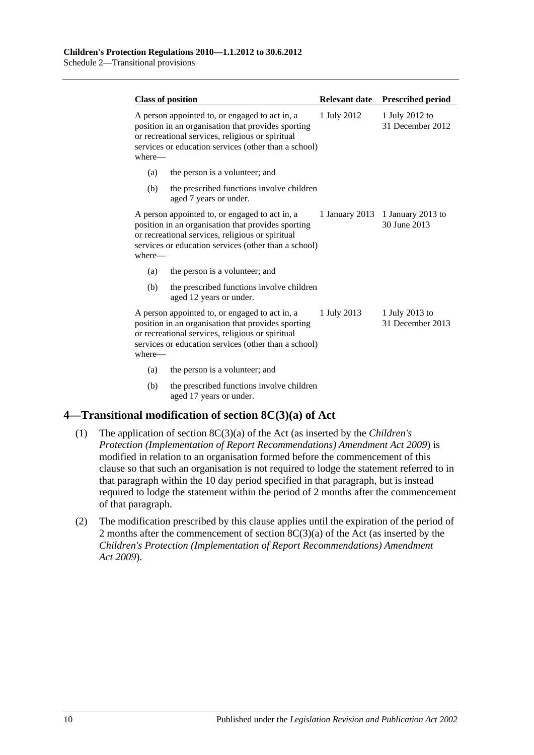| Class of position | Relevant date | Prescribed period |
|---|---|---|
| A person appointed to, or engaged to act in, a position in an organisation that provides sporting or recreational services, religious or spiritual services or education services (other than a school) where—<br>(a) the person is a volunteer; and<br>(b) the prescribed functions involve children aged 7 years or under. | 1 July 2012 | 1 July 2012 to 31 December 2012 |
| A person appointed to, or engaged to act in, a position in an organisation that provides sporting or recreational services, religious or spiritual services or education services (other than a school) where—<br>(a) the person is a volunteer; and<br>(b) the prescribed functions involve children aged 12 years or under. | 1 January 2013 | 1 January 2013 to 30 June 2013 |
| A person appointed to, or engaged to act in, a position in an organisation that provides sporting or recreational services, religious or spiritual services or education services (other than a school) where—<br>(a) the person is a volunteer; and<br>(b) the prescribed functions involve children aged 17 years or under. | 1 July 2013 | 1 July 2013 to 31 December 2013 |

## 4—Transitional modification of section 8C(3)(a) of Act

(1) The application of section 8C(3)(a) of the Act (as inserted by the *Children's Protection (Implementation of Report Recommendations) Amendment Act 2009*) is modified in relation to an organisation formed before the commencement of this clause so that such an organisation is not required to lodge the statement referred to in that paragraph within the 10 day period specified in that paragraph, but is instead required to lodge the statement within the period of 2 months after the commencement of that paragraph.

(2) The modification prescribed by this clause applies until the expiration of the period of 2 months after the commencement of section 8C(3)(a) of the Act (as inserted by the *Children's Protection (Implementation of Report Recommendations) Amendment Act 2009*).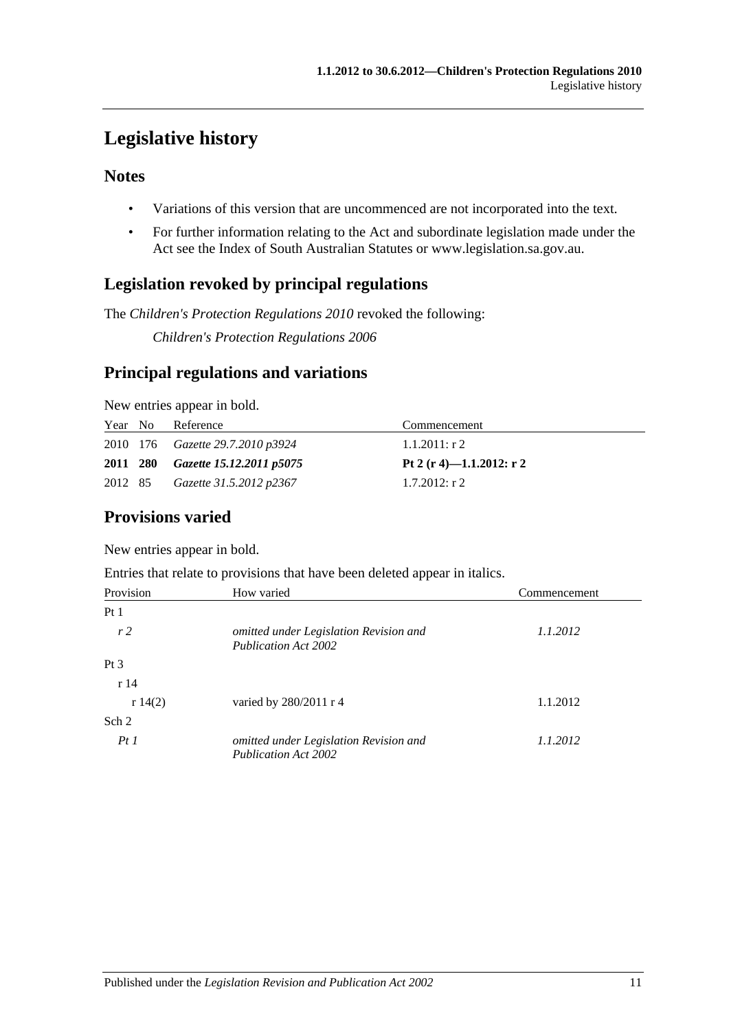# Legislative history

## Notes

- Variations of this version that are uncommenced are not incorporated into the text.
- For further information relating to the Act and subordinate legislation made under the Act see the Index of South Australian Statutes or www.legislation.sa.gov.au.

## Legislation revoked by principal regulations

The *Children's Protection Regulations 2010* revoked the following:

*Children's Protection Regulations 2006*

## Principal regulations and variations

New entries appear in bold.

| Year | No | Reference | Commencement |
|---|---|---|---|
| 2010 | 176 | *Gazette 29.7.2010 p3924* | 1.1.2011: r 2 |
| **2011** | **280** | ***Gazette 15.12.2011 p5075*** | **Pt 2 (r 4)—1.1.2012: r 2** |
| 2012 | 85 | *Gazette 31.5.2012 p2367* | 1.7.2012: r 2 |

## Provisions varied

New entries appear in bold.

Entries that relate to provisions that have been deleted appear in italics.

| Provision | How varied | Commencement |
|---|---|---|
| Pt 1 | | |
| *r 2* | *omitted under Legislation Revision and Publication Act 2002* | *1.1.2012* |
| Pt 3 | | |
| r 14 | | |
| r 14(2) | varied by 280/2011 r 4 | 1.1.2012 |
| Sch 2 | | |
| *Pt 1* | *omitted under Legislation Revision and Publication Act 2002* | *1.1.2012* |